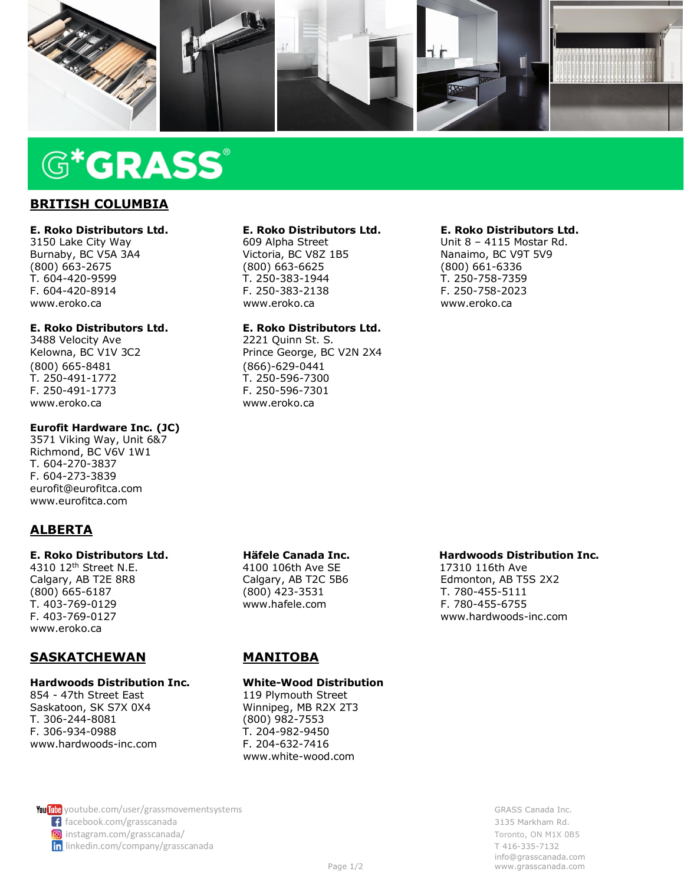# GRASS

## BRITISH COLUMBIA

**E. Roko Distributors Ltd.**
3150 Lake City Way
Burnaby, BC V5A 3A4
(800) 663-2675
T. 604-420-9599
F. 604-420-8914
www.eroko.ca

**E. Roko Distributors Ltd.**
609 Alpha Street
Victoria, BC V8Z 1B5
(800) 663-6625
T. 250-383-1944
F. 250-383-2138
www.eroko.ca

**E. Roko Distributors Ltd.**
Unit 8 – 4115 Mostar Rd.
Nanaimo, BC V9T 5V9
(800) 661-6336
T. 250-758-7359
F. 250-758-2023
www.eroko.ca

**E. Roko Distributors Ltd.**
3488 Velocity Ave
Kelowna, BC V1V 3C2
(800) 665-8481
T. 250-491-1772
F. 250-491-1773
www.eroko.ca

**E. Roko Distributors Ltd.**
2221 Quinn St. S.
Prince George, BC V2N 2X4
(866)-629-0441
T. 250-596-7300
F. 250-596-7301
www.eroko.ca

**Eurofit Hardware Inc. (JC)**
3571 Viking Way, Unit 6&7
Richmond, BC V6V 1W1
T. 604-270-3837
F. 604-273-3839
eurofit@eurofitca.com
www.eurofitca.com

## ALBERTA

**E. Roko Distributors Ltd.**
4310 12th Street N.E.
Calgary, AB T2E 8R8
(800) 665-6187
T. 403-769-0129
F. 403-769-0127
www.eroko.ca

**Häfele Canada Inc.**
4100 106th Ave SE
Calgary, AB T2C 5B6
(800) 423-3531
www.hafele.com

**Hardwoods Distribution Inc.**
17310 116th Ave
Edmonton, AB T5S 2X2
T. 780-455-5111
F. 780-455-6755
www.hardwoods-inc.com

## SASKATCHEWAN

**Hardwoods Distribution Inc.**
854 - 47th Street East
Saskatoon, SK S7X 0X4
T. 306-244-8081
F. 306-934-0988
www.hardwoods-inc.com

## MANITOBA

**White-Wood Distribution**
119 Plymouth Street
Winnipeg, MB R2X 2T3
(800) 982-7553
T. 204-982-9450
F. 204-632-7416
www.white-wood.com

youtube.com/user/grassmovementsystems
facebook.com/grasscanada
instagram.com/grasscanada/
linkedin.com/company/grasscanada

GRASS Canada Inc.
3135 Markham Rd.
Toronto, ON M1X 0B5
T 416-335-7132
info@grasscanada.com
www.grasscanada.com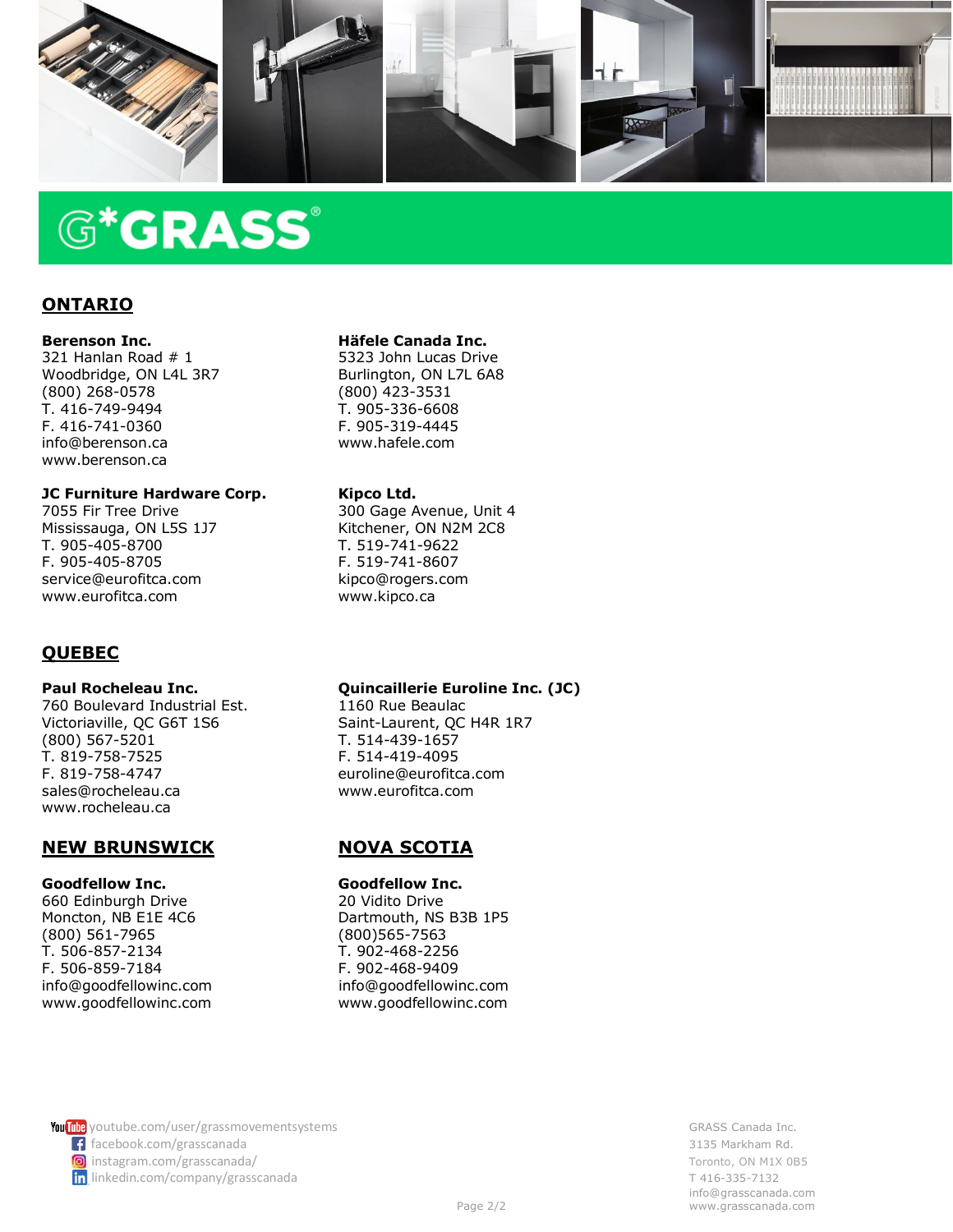G*GRASS®

## ONTARIO

**Berenson Inc.**
321 Hanlan Road # 1
Woodbridge, ON L4L 3R7
(800) 268-0578
T. 416-749-9494
F. 416-741-0360
info@berenson.ca
www.berenson.ca

**Häfele Canada Inc.**
5323 John Lucas Drive
Burlington, ON L7L 6A8
(800) 423-3531
T. 905-336-6608
F. 905-319-4445
www.hafele.com

**JC Furniture Hardware Corp.**
7055 Fir Tree Drive
Mississauga, ON L5S 1J7
T. 905-405-8700
F. 905-405-8705
service@eurofitca.com
www.eurofitca.com

**Kipco Ltd.**
300 Gage Avenue, Unit 4
Kitchener, ON N2M 2C8
T. 519-741-9622
F. 519-741-8607
kipco@rogers.com
www.kipco.ca

## QUEBEC

**Paul Rocheleau Inc.**
760 Boulevard Industrial Est.
Victoriaville, QC G6T 1S6
(800) 567-5201
T. 819-758-7525
F. 819-758-4747
sales@rocheleau.ca
www.rocheleau.ca

**Quincaillerie Euroline Inc. (JC)**
1160 Rue Beaulac
Saint-Laurent, QC H4R 1R7
T. 514-439-1657
F. 514-419-4095
euroline@eurofitca.com
www.eurofitca.com

## NEW BRUNSWICK

**Goodfellow Inc.**
660 Edinburgh Drive
Moncton, NB E1E 4C6
(800) 561-7965
T. 506-857-2134
F. 506-859-7184
info@goodfellowinc.com
www.goodfellowinc.com

## NOVA SCOTIA

**Goodfellow Inc.**
20 Vidito Drive
Dartmouth, NS B3B 1P5
(800)565-7563
T. 902-468-2256
F. 902-468-9409
info@goodfellowinc.com
www.goodfellowinc.com

youtube.com/user/grassmovementsystems
facebook.com/grasscanada
instagram.com/grasscanada/
linkedin.com/company/grasscanada

GRASS Canada Inc.
3135 Markham Rd.
Toronto, ON M1X 0B5
T 416-335-7132
info@grasscanada.com
www.grasscanada.com